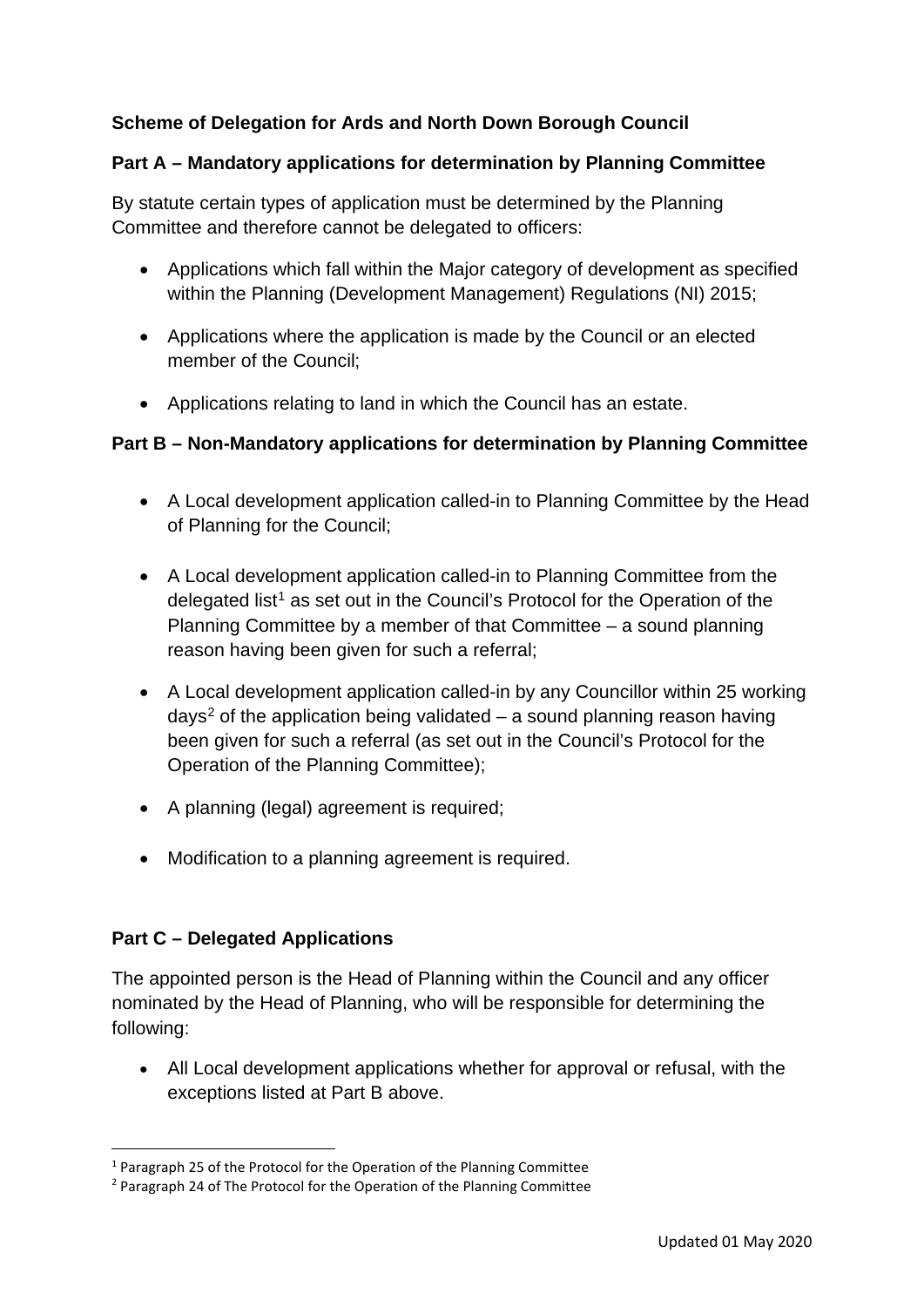**Scheme of Delegation for Ards and North Down Borough Council**

**Part A – Mandatory applications for determination by Planning Committee**

By statute certain types of application must be determined by the Planning Committee and therefore cannot be delegated to officers:

- Applications which fall within the Major category of development as specified within the Planning (Development Management) Regulations (NI) 2015;
- Applications where the application is made by the Council or an elected member of the Council;
- Applications relating to land in which the Council has an estate.

**Part B – Non-Mandatory applications for determination by Planning Committee**

- A Local development application called-in to Planning Committee by the Head of Planning for the Council;
- A Local development application called-in to Planning Committee from the delegated list[1] as set out in the Council's Protocol for the Operation of the Planning Committee by a member of that Committee – a sound planning reason having been given for such a referral;
- A Local development application called-in by any Councillor within 25 working days[2] of the application being validated – a sound planning reason having been given for such a referral (as set out in the Council's Protocol for the Operation of the Planning Committee);
- A planning (legal) agreement is required;
- Modification to a planning agreement is required.

**Part C – Delegated Applications**

The appointed person is the Head of Planning within the Council and any officer nominated by the Head of Planning, who will be responsible for determining the following:

- All Local development applications whether for approval or refusal, with the exceptions listed at Part B above.

[1] Paragraph 25 of the Protocol for the Operation of the Planning Committee
[2] Paragraph 24 of The Protocol for the Operation of the Planning Committee

Updated 01 May 2020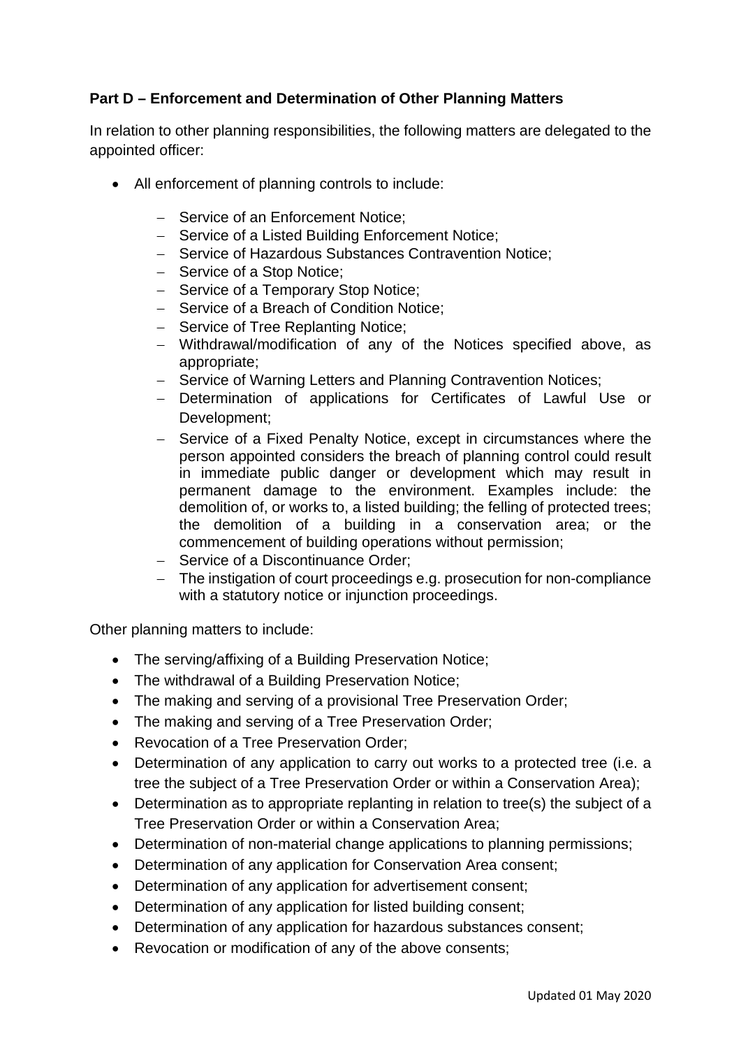**Part D – Enforcement and Determination of Other Planning Matters**

In relation to other planning responsibilities, the following matters are delegated to the appointed officer:

- All enforcement of planning controls to include:
  - Service of an Enforcement Notice;
  - Service of a Listed Building Enforcement Notice;
  - Service of Hazardous Substances Contravention Notice;
  - Service of a Stop Notice;
  - Service of a Temporary Stop Notice;
  - Service of a Breach of Condition Notice;
  - Service of Tree Replanting Notice;
  - Withdrawal/modification of any of the Notices specified above, as appropriate;
  - Service of Warning Letters and Planning Contravention Notices;
  - Determination of applications for Certificates of Lawful Use or Development;
  - Service of a Fixed Penalty Notice, except in circumstances where the person appointed considers the breach of planning control could result in immediate public danger or development which may result in permanent damage to the environment. Examples include: the demolition of, or works to, a listed building; the felling of protected trees; the demolition of a building in a conservation area; or the commencement of building operations without permission;
  - Service of a Discontinuance Order;
  - The instigation of court proceedings e.g. prosecution for non-compliance with a statutory notice or injunction proceedings.

Other planning matters to include:

- The serving/affixing of a Building Preservation Notice;
- The withdrawal of a Building Preservation Notice;
- The making and serving of a provisional Tree Preservation Order;
- The making and serving of a Tree Preservation Order;
- Revocation of a Tree Preservation Order;
- Determination of any application to carry out works to a protected tree (i.e. a tree the subject of a Tree Preservation Order or within a Conservation Area);
- Determination as to appropriate replanting in relation to tree(s) the subject of a Tree Preservation Order or within a Conservation Area;
- Determination of non-material change applications to planning permissions;
- Determination of any application for Conservation Area consent;
- Determination of any application for advertisement consent;
- Determination of any application for listed building consent;
- Determination of any application for hazardous substances consent;
- Revocation or modification of any of the above consents;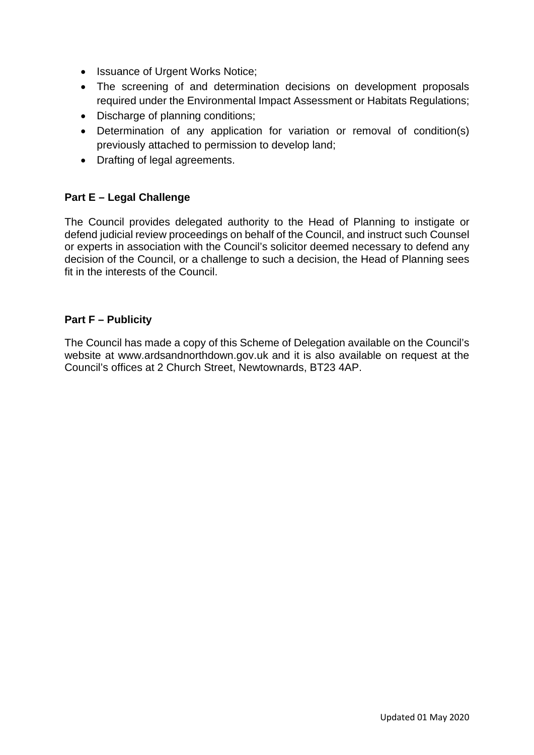- Issuance of Urgent Works Notice;
- The screening of and determination decisions on development proposals required under the Environmental Impact Assessment or Habitats Regulations;
- Discharge of planning conditions;
- Determination of any application for variation or removal of condition(s) previously attached to permission to develop land;
- Drafting of legal agreements.

**Part E – Legal Challenge**

The Council provides delegated authority to the Head of Planning to instigate or defend judicial review proceedings on behalf of the Council, and instruct such Counsel or experts in association with the Council's solicitor deemed necessary to defend any decision of the Council, or a challenge to such a decision, the Head of Planning sees fit in the interests of the Council.

**Part F – Publicity**

The Council has made a copy of this Scheme of Delegation available on the Council's website at www.ardsandnorthdown.gov.uk and it is also available on request at the Council's offices at 2 Church Street, Newtownards, BT23 4AP.

Updated 01 May 2020